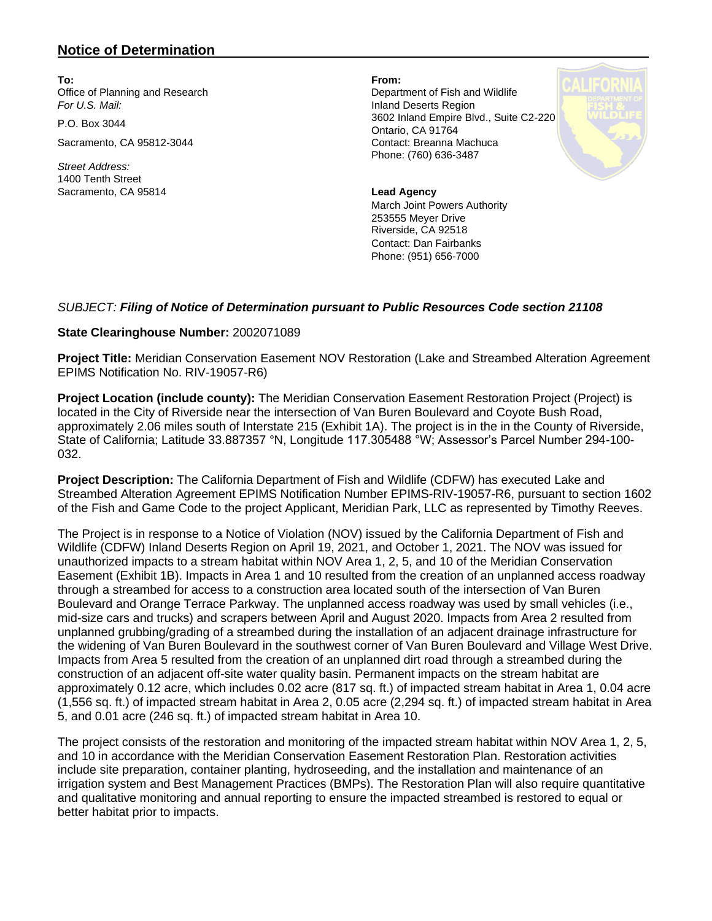## Notice of Determination

**To:**
Office of Planning and Research
*For U.S. Mail:*

P.O. Box 3044

Sacramento, CA 95812-3044

*Street Address:*
1400 Tenth Street
Sacramento, CA 95814

**From:**
Department of Fish and Wildlife
Inland Deserts Region
3602 Inland Empire Blvd., Suite C2-220
Ontario, CA 91764
Contact: Breanna Machuca
Phone: (760) 636-3487

**Lead Agency**
March Joint Powers Authority
253555 Meyer Drive
Riverside, CA 92518
Contact: Dan Fairbanks
Phone: (951) 656-7000

*SUBJECT:* ***Filing of Notice of Determination pursuant to Public Resources Code section 21108***

**State Clearinghouse Number:** 2002071089

**Project Title:** Meridian Conservation Easement NOV Restoration (Lake and Streambed Alteration Agreement EPIMS Notification No. RIV-19057-R6)

**Project Location (include county):** The Meridian Conservation Easement Restoration Project (Project) is located in the City of Riverside near the intersection of Van Buren Boulevard and Coyote Bush Road, approximately 2.06 miles south of Interstate 215 (Exhibit 1A). The project is in the in the County of Riverside, State of California; Latitude 33.887357 °N, Longitude 117.305488 °W; Assessor's Parcel Number 294-100-032.

**Project Description:** The California Department of Fish and Wildlife (CDFW) has executed Lake and Streambed Alteration Agreement EPIMS Notification Number EPIMS-RIV-19057-R6, pursuant to section 1602 of the Fish and Game Code to the project Applicant, Meridian Park, LLC as represented by Timothy Reeves.

The Project is in response to a Notice of Violation (NOV) issued by the California Department of Fish and Wildlife (CDFW) Inland Deserts Region on April 19, 2021, and October 1, 2021. The NOV was issued for unauthorized impacts to a stream habitat within NOV Area 1, 2, 5, and 10 of the Meridian Conservation Easement (Exhibit 1B). Impacts in Area 1 and 10 resulted from the creation of an unplanned access roadway through a streambed for access to a construction area located south of the intersection of Van Buren Boulevard and Orange Terrace Parkway. The unplanned access roadway was used by small vehicles (i.e., mid-size cars and trucks) and scrapers between April and August 2020. Impacts from Area 2 resulted from unplanned grubbing/grading of a streambed during the installation of an adjacent drainage infrastructure for the widening of Van Buren Boulevard in the southwest corner of Van Buren Boulevard and Village West Drive. Impacts from Area 5 resulted from the creation of an unplanned dirt road through a streambed during the construction of an adjacent off-site water quality basin. Permanent impacts on the stream habitat are approximately 0.12 acre, which includes 0.02 acre (817 sq. ft.) of impacted stream habitat in Area 1, 0.04 acre (1,556 sq. ft.) of impacted stream habitat in Area 2, 0.05 acre (2,294 sq. ft.) of impacted stream habitat in Area 5, and 0.01 acre (246 sq. ft.) of impacted stream habitat in Area 10.

The project consists of the restoration and monitoring of the impacted stream habitat within NOV Area 1, 2, 5, and 10 in accordance with the Meridian Conservation Easement Restoration Plan. Restoration activities include site preparation, container planting, hydroseeding, and the installation and maintenance of an irrigation system and Best Management Practices (BMPs). The Restoration Plan will also require quantitative and qualitative monitoring and annual reporting to ensure the impacted streambed is restored to equal or better habitat prior to impacts.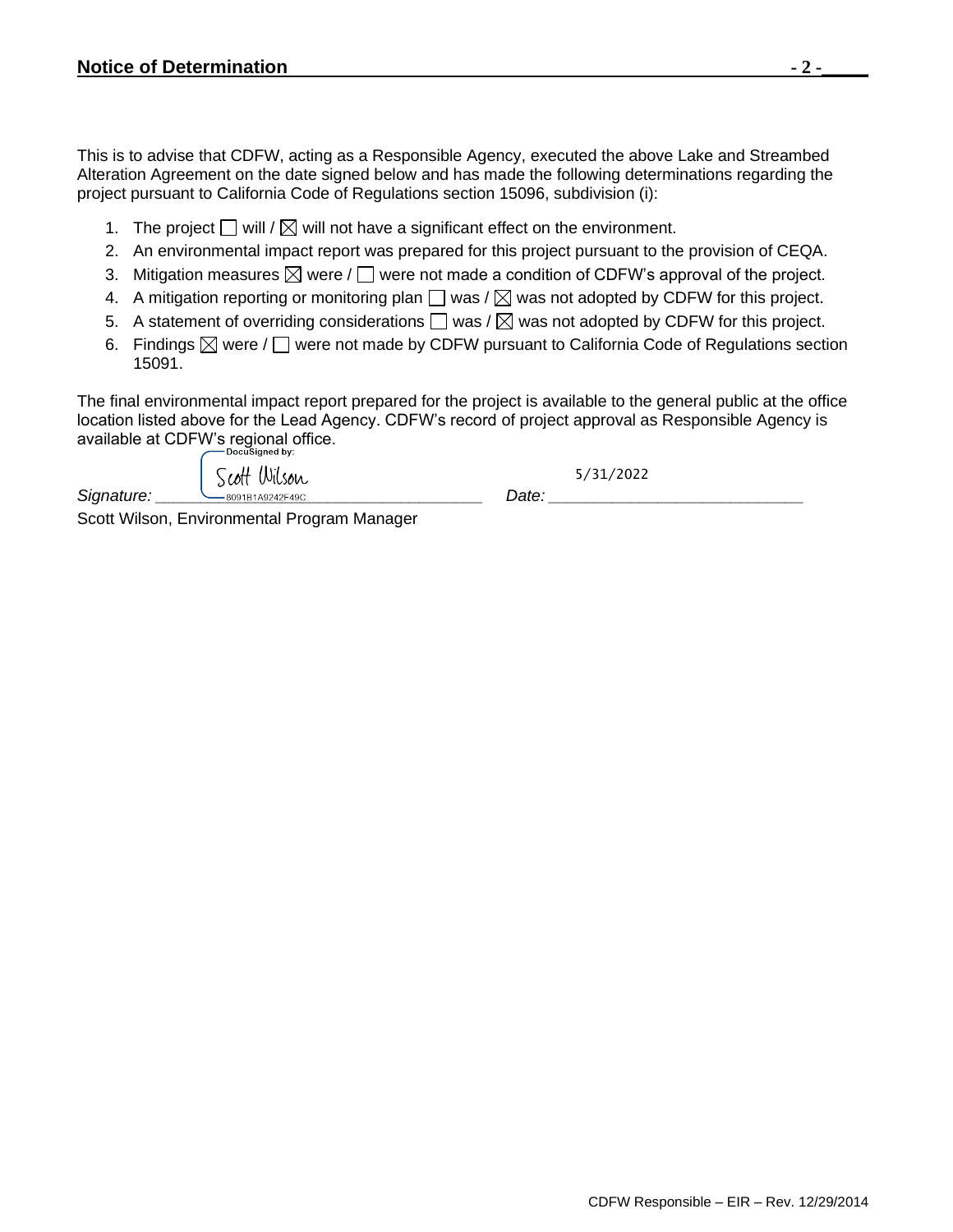This is to advise that CDFW, acting as a Responsible Agency, executed the above Lake and Streambed Alteration Agreement on the date signed below and has made the following determinations regarding the project pursuant to California Code of Regulations section 15096, subdivision (i):

1. The project ☐ will / ☒ will not have a significant effect on the environment.
2. An environmental impact report was prepared for this project pursuant to the provision of CEQA.
3. Mitigation measures ☒ were / ☐ were not made a condition of CDFW's approval of the project.
4. A mitigation reporting or monitoring plan ☐ was / ☒ was not adopted by CDFW for this project.
5. A statement of overriding considerations ☐ was / ☒ was not adopted by CDFW for this project.
6. Findings ☒ were / ☐ were not made by CDFW pursuant to California Code of Regulations section 15091.

The final environmental impact report prepared for the project is available to the general public at the office location listed above for the Lead Agency. CDFW's record of project approval as Responsible Agency is available at CDFW's regional office.

*Signature:* DocuSigned by: Scott Wilson 8091B1A9242F49C *Date:* 5/31/2022

Scott Wilson, Environmental Program Manager

CDFW Responsible – EIR – Rev. 12/29/2014